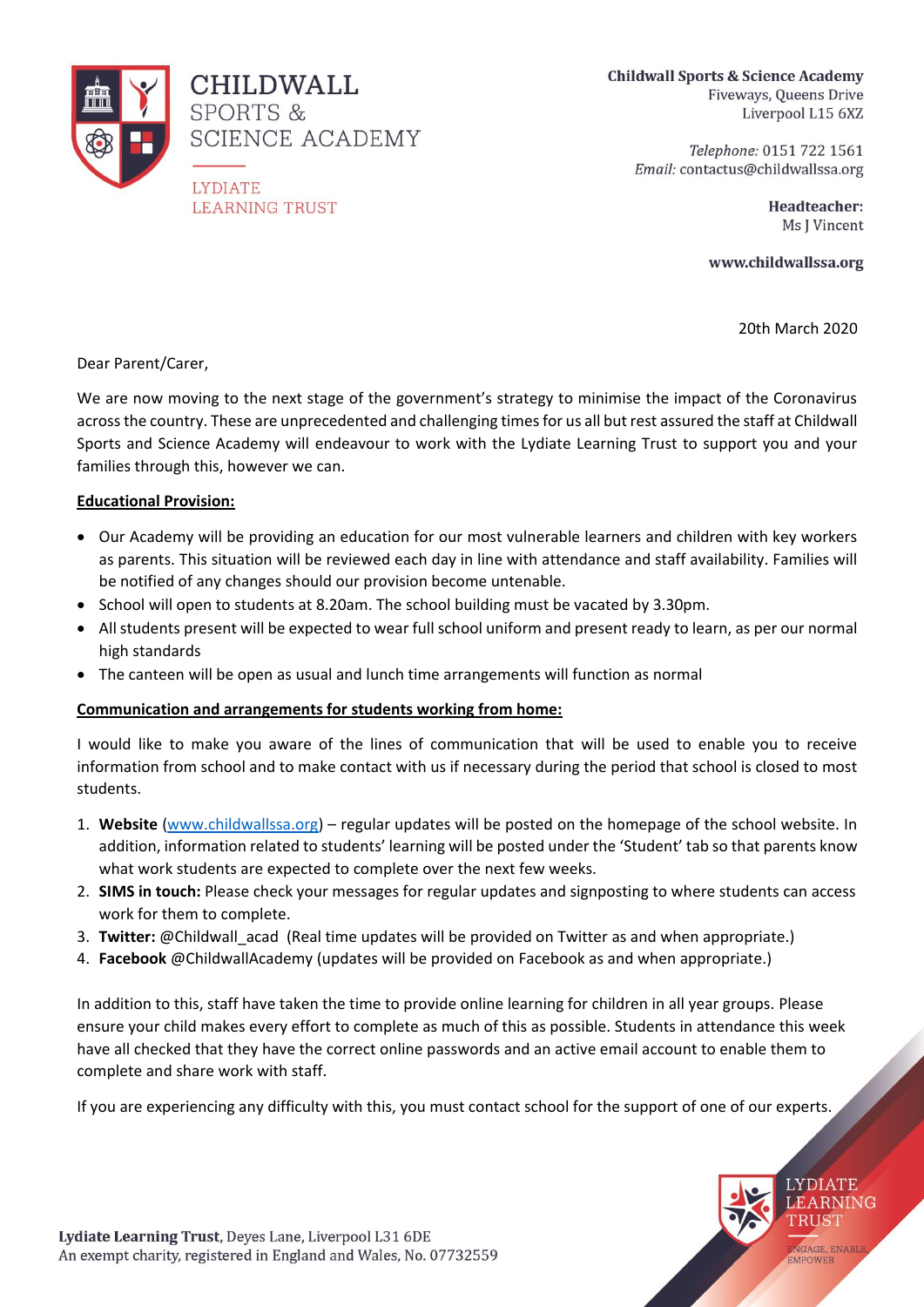CHILDWALL SPORTS & SCIENCE ACADEMY

LYDIATE LEARNING TRUST

**Childwall Sports & Science Academy**
Fiveways, Queens Drive
Liverpool L15 6XZ

*Telephone:* 0151 722 1561
*Email:* contactus@childwallssa.org

**Headteacher:**
Ms J Vincent

**www.childwallssa.org**

20th March 2020

Dear Parent/Carer,

We are now moving to the next stage of the government's strategy to minimise the impact of the Coronavirus across the country. These are unprecedented and challenging times for us all but rest assured the staff at Childwall Sports and Science Academy will endeavour to work with the Lydiate Learning Trust to support you and your families through this, however we can.

**Educational Provision:**

- Our Academy will be providing an education for our most vulnerable learners and children with key workers as parents. This situation will be reviewed each day in line with attendance and staff availability. Families will be notified of any changes should our provision become untenable.
- School will open to students at 8.20am. The school building must be vacated by 3.30pm.
- All students present will be expected to wear full school uniform and present ready to learn, as per our normal high standards
- The canteen will be open as usual and lunch time arrangements will function as normal

**Communication and arrangements for students working from home:**

I would like to make you aware of the lines of communication that will be used to enable you to receive information from school and to make contact with us if necessary during the period that school is closed to most students.

1. **Website** (www.childwallssa.org) – regular updates will be posted on the homepage of the school website. In addition, information related to students' learning will be posted under the 'Student' tab so that parents know what work students are expected to complete over the next few weeks.
2. **SIMS in touch:** Please check your messages for regular updates and signposting to where students can access work for them to complete.
3. **Twitter:** @Childwall_acad (Real time updates will be provided on Twitter as and when appropriate.)
4. **Facebook** @ChildwallAcademy (updates will be provided on Facebook as and when appropriate.)

In addition to this, staff have taken the time to provide online learning for children in all year groups. Please ensure your child makes every effort to complete as much of this as possible. Students in attendance this week have all checked that they have the correct online passwords and an active email account to enable them to complete and share work with staff.

If you are experiencing any difficulty with this, you must contact school for the support of one of our experts.

**Lydiate Learning Trust**, Deyes Lane, Liverpool L31 6DE
An exempt charity, registered in England and Wales, No. 07732559

LYDIATE LEARNING TRUST
ENGAGE, ENABLE, EMPOWER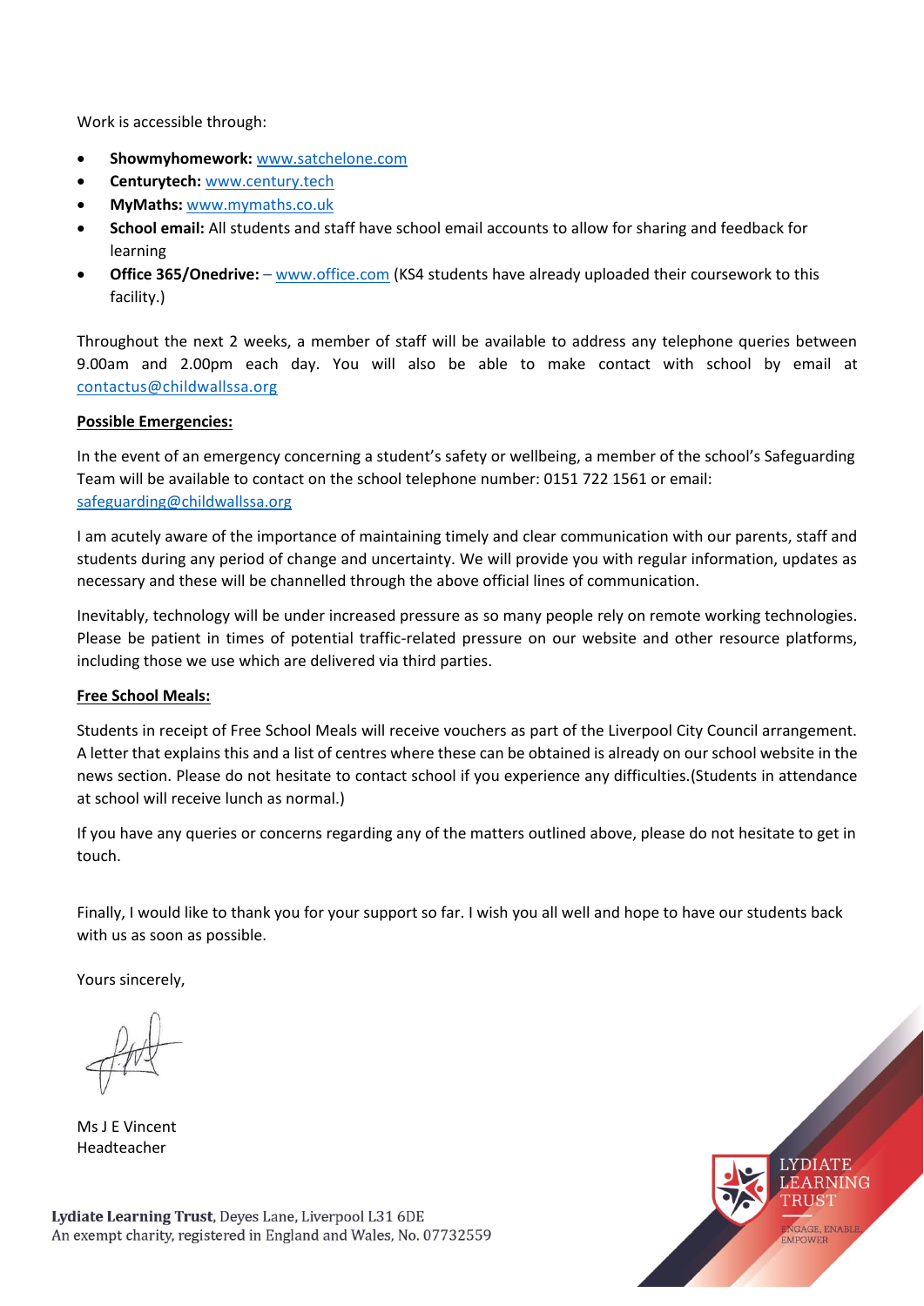Work is accessible through:

- **Showmyhomework:** www.satchelone.com
- **Centurytech:** www.century.tech
- **MyMaths:** www.mymaths.co.uk
- **School email:** All students and staff have school email accounts to allow for sharing and feedback for learning
- **Office 365/Onedrive:** – www.office.com (KS4 students have already uploaded their coursework to this facility.)

Throughout the next 2 weeks, a member of staff will be available to address any telephone queries between 9.00am and 2.00pm each day. You will also be able to make contact with school by email at contactus@childwallssa.org

**Possible Emergencies:**

In the event of an emergency concerning a student's safety or wellbeing, a member of the school's Safeguarding Team will be available to contact on the school telephone number: 0151 722 1561 or email: safeguarding@childwallssa.org

I am acutely aware of the importance of maintaining timely and clear communication with our parents, staff and students during any period of change and uncertainty. We will provide you with regular information, updates as necessary and these will be channelled through the above official lines of communication.

Inevitably, technology will be under increased pressure as so many people rely on remote working technologies. Please be patient in times of potential traffic-related pressure on our website and other resource platforms, including those we use which are delivered via third parties.

**Free School Meals:**

Students in receipt of Free School Meals will receive vouchers as part of the Liverpool City Council arrangement. A letter that explains this and a list of centres where these can be obtained is already on our school website in the news section. Please do not hesitate to contact school if you experience any difficulties.(Students in attendance at school will receive lunch as normal.)

If you have any queries or concerns regarding any of the matters outlined above, please do not hesitate to get in touch.

Finally, I would like to thank you for your support so far. I wish you all well and hope to have our students back with us as soon as possible.

Yours sincerely,

Ms J E Vincent
Headteacher

**Lydiate Learning Trust**, Deyes Lane, Liverpool L31 6DE
An exempt charity, registered in England and Wales, No. 07732559

LYDIATE LEARNING TRUST
ENGAGE, ENABLE, EMPOWER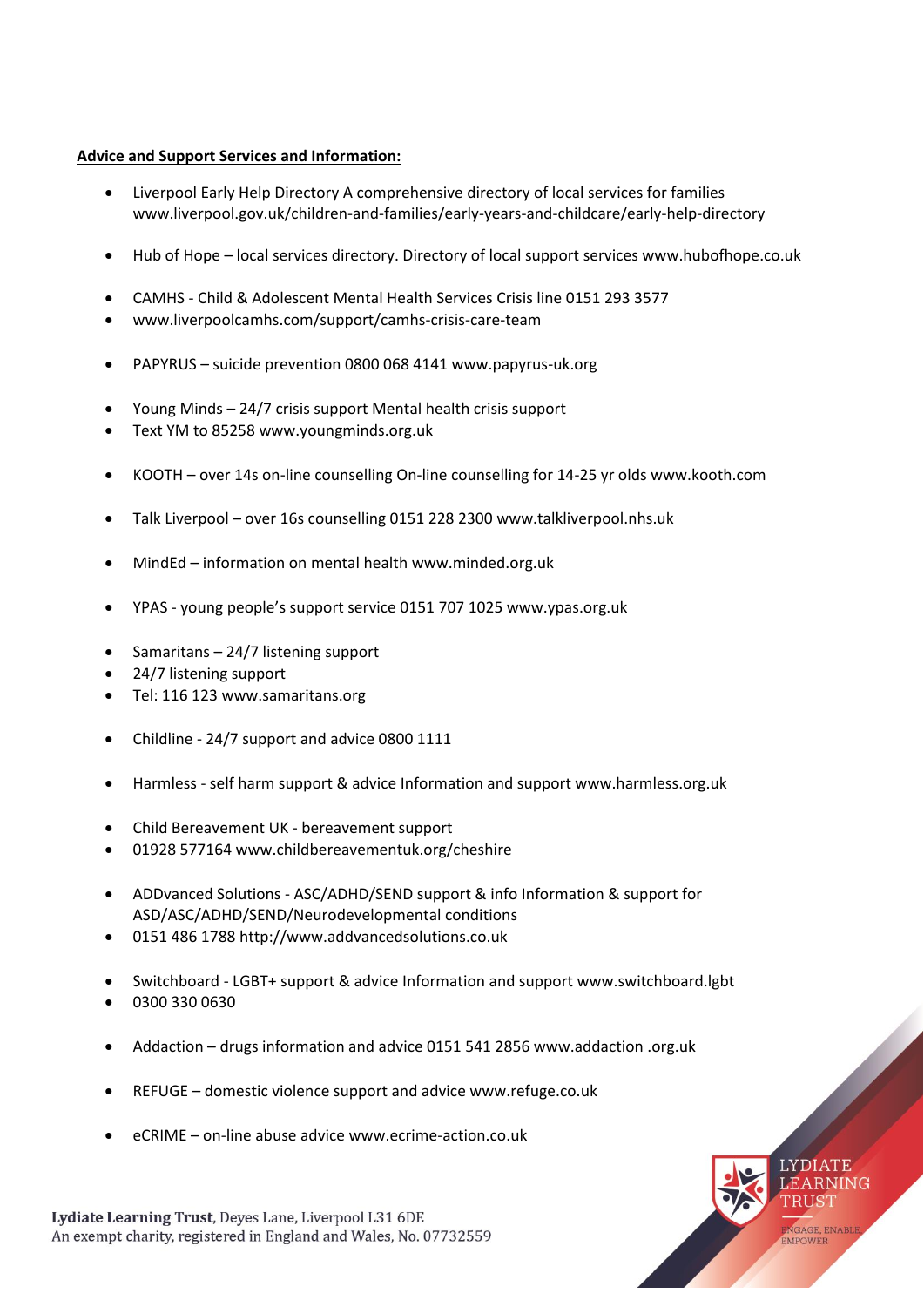**Advice and Support Services and Information:**

- Liverpool Early Help Directory A comprehensive directory of local services for families www.liverpool.gov.uk/children-and-families/early-years-and-childcare/early-help-directory

- Hub of Hope – local services directory. Directory of local support services www.hubofhope.co.uk

- CAMHS - Child & Adolescent Mental Health Services Crisis line 0151 293 3577
- www.liverpoolcamhs.com/support/camhs-crisis-care-team

- PAPYRUS – suicide prevention 0800 068 4141 www.papyrus-uk.org

- Young Minds – 24/7 crisis support Mental health crisis support
- Text YM to 85258 www.youngminds.org.uk

- KOOTH – over 14s on-line counselling On-line counselling for 14-25 yr olds www.kooth.com

- Talk Liverpool – over 16s counselling 0151 228 2300 www.talkliverpool.nhs.uk

- MindEd – information on mental health www.minded.org.uk

- YPAS - young people's support service 0151 707 1025 www.ypas.org.uk

- Samaritans – 24/7 listening support
- 24/7 listening support
- Tel: 116 123 www.samaritans.org

- Childline - 24/7 support and advice 0800 1111

- Harmless - self harm support & advice Information and support www.harmless.org.uk

- Child Bereavement UK - bereavement support
- 01928 577164 www.childbereavementuk.org/cheshire

- ADDvanced Solutions - ASC/ADHD/SEND support & info Information & support for ASD/ASC/ADHD/SEND/Neurodevelopmental conditions
- 0151 486 1788 http://www.addvancedsolutions.co.uk

- Switchboard - LGBT+ support & advice Information and support www.switchboard.lgbt
- 0300 330 0630

- Addaction – drugs information and advice 0151 541 2856 www.addaction .org.uk

- REFUGE – domestic violence support and advice www.refuge.co.uk

- eCRIME – on-line abuse advice www.ecrime-action.co.uk